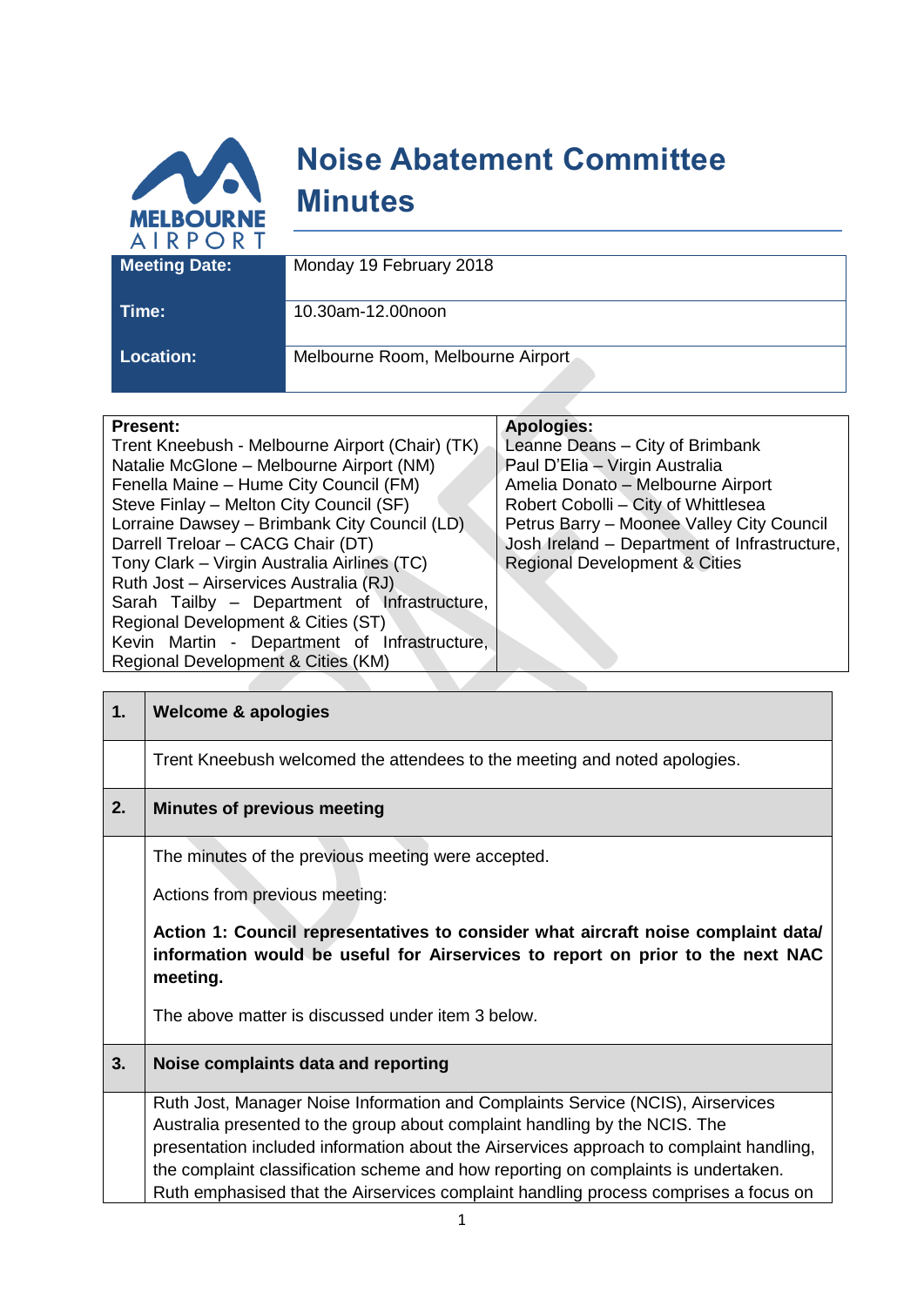# Noise Abatement Committee Minutes

| | |
|---|---|
| **Meeting Date:** | Monday 19 February 2018 |
| **Time:** | 10.30am-12.00noon |
| **Location:** | Melbourne Room, Melbourne Airport |

| **Present:** | **Apologies:** |
|---|---|
| Trent Kneebush - Melbourne Airport (Chair) (TK)<br>Natalie McGlone – Melbourne Airport (NM)<br>Fenella Maine – Hume City Council (FM)<br>Steve Finlay – Melton City Council (SF)<br>Lorraine Dawsey – Brimbank City Council (LD)<br>Darrell Treloar – CACG Chair (DT)<br>Tony Clark – Virgin Australia Airlines (TC)<br>Ruth Jost – Airservices Australia (RJ)<br>Sarah Tailby – Department of Infrastructure, Regional Development & Cities (ST)<br>Kevin Martin - Department of Infrastructure, Regional Development & Cities (KM) | Leanne Deans – City of Brimbank<br>Paul D'Elia – Virgin Australia<br>Amelia Donato – Melbourne Airport<br>Robert Cobolli – City of Whittlesea<br>Petrus Barry – Moonee Valley City Council<br>Josh Ireland – Department of Infrastructure, Regional Development & Cities |

| | |
|---|---|
| **1.** | **Welcome & apologies** |
| | Trent Kneebush welcomed the attendees to the meeting and noted apologies. |
| **2.** | **Minutes of previous meeting** |
| | The minutes of the previous meeting were accepted.<br><br>Actions from previous meeting:<br><br>**Action 1: Council representatives to consider what aircraft noise complaint data/ information would be useful for Airservices to report on prior to the next NAC meeting.**<br><br>The above matter is discussed under item 3 below. |
| **3.** | **Noise complaints data and reporting** |
| | Ruth Jost, Manager Noise Information and Complaints Service (NCIS), Airservices Australia presented to the group about complaint handling by the NCIS. The presentation included information about the Airservices approach to complaint handling, the complaint classification scheme and how reporting on complaints is undertaken. Ruth emphasised that the Airservices complaint handling process comprises a focus on |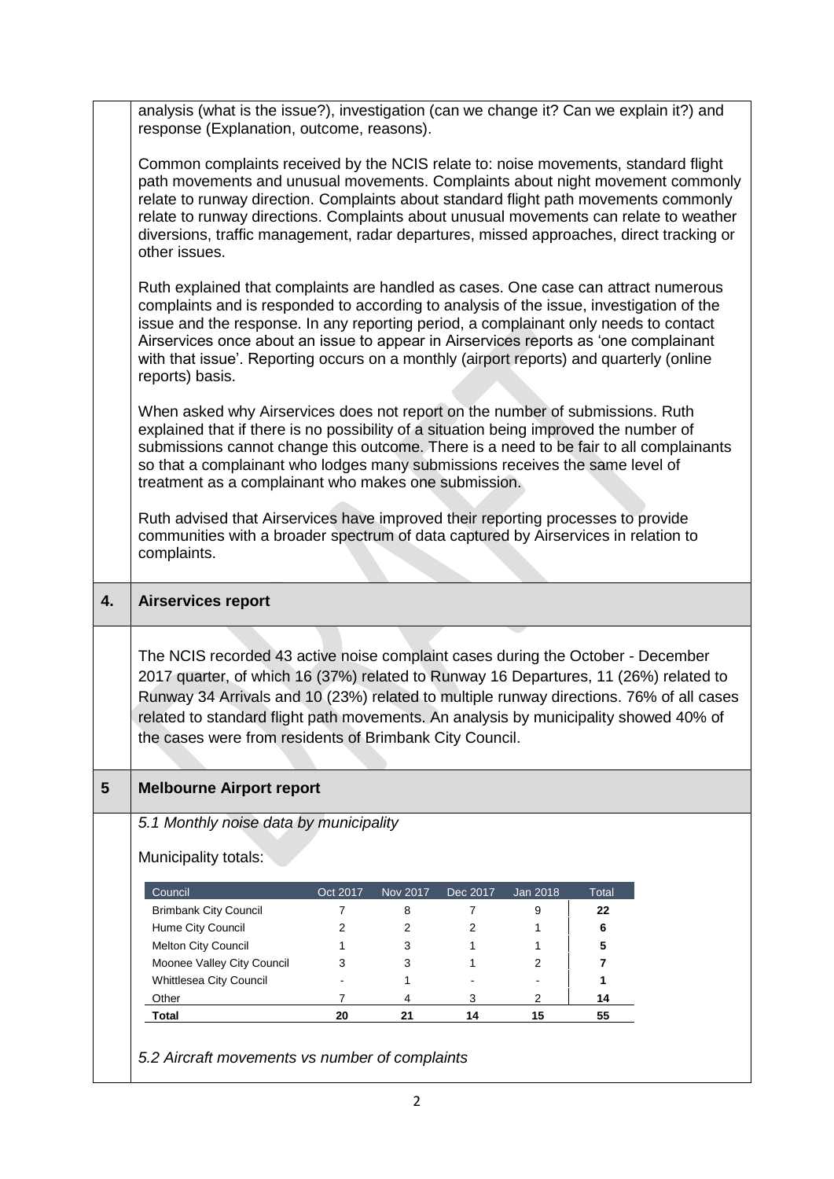analysis (what is the issue?), investigation (can we change it? Can we explain it?) and response (Explanation, outcome, reasons).

Common complaints received by the NCIS relate to: noise movements, standard flight path movements and unusual movements. Complaints about night movement commonly relate to runway direction. Complaints about standard flight path movements commonly relate to runway directions. Complaints about unusual movements can relate to weather diversions, traffic management, radar departures, missed approaches, direct tracking or other issues.

Ruth explained that complaints are handled as cases. One case can attract numerous complaints and is responded to according to analysis of the issue, investigation of the issue and the response. In any reporting period, a complainant only needs to contact Airservices once about an issue to appear in Airservices reports as 'one complainant with that issue'. Reporting occurs on a monthly (airport reports) and quarterly (online reports) basis.

When asked why Airservices does not report on the number of submissions. Ruth explained that if there is no possibility of a situation being improved the number of submissions cannot change this outcome. There is a need to be fair to all complainants so that a complainant who lodges many submissions receives the same level of treatment as a complainant who makes one submission.

Ruth advised that Airservices have improved their reporting processes to provide communities with a broader spectrum of data captured by Airservices in relation to complaints.

## 4. Airservices report

The NCIS recorded 43 active noise complaint cases during the October - December 2017 quarter, of which 16 (37%) related to Runway 16 Departures, 11 (26%) related to Runway 34 Arrivals and 10 (23%) related to multiple runway directions. 76% of all cases related to standard flight path movements. An analysis by municipality showed 40% of the cases were from residents of Brimbank City Council.

## 5 Melbourne Airport report

*5.1 Monthly noise data by municipality*

Municipality totals:

| Council | Oct 2017 | Nov 2017 | Dec 2017 | Jan 2018 | Total |
|---|---|---|---|---|---|
| Brimbank City Council | 7 | 8 | 7 | 9 | **22** |
| Hume City Council | 2 | 2 | 2 | 1 | **6** |
| Melton City Council | 1 | 3 | 1 | 1 | **5** |
| Moonee Valley City Council | 3 | 3 | 1 | 2 | **7** |
| Whittlesea City Council | - | 1 | - | - | **1** |
| Other | 7 | 4 | 3 | 2 | **14** |
| **Total** | **20** | **21** | **14** | **15** | **55** |

*5.2 Aircraft movements vs number of complaints*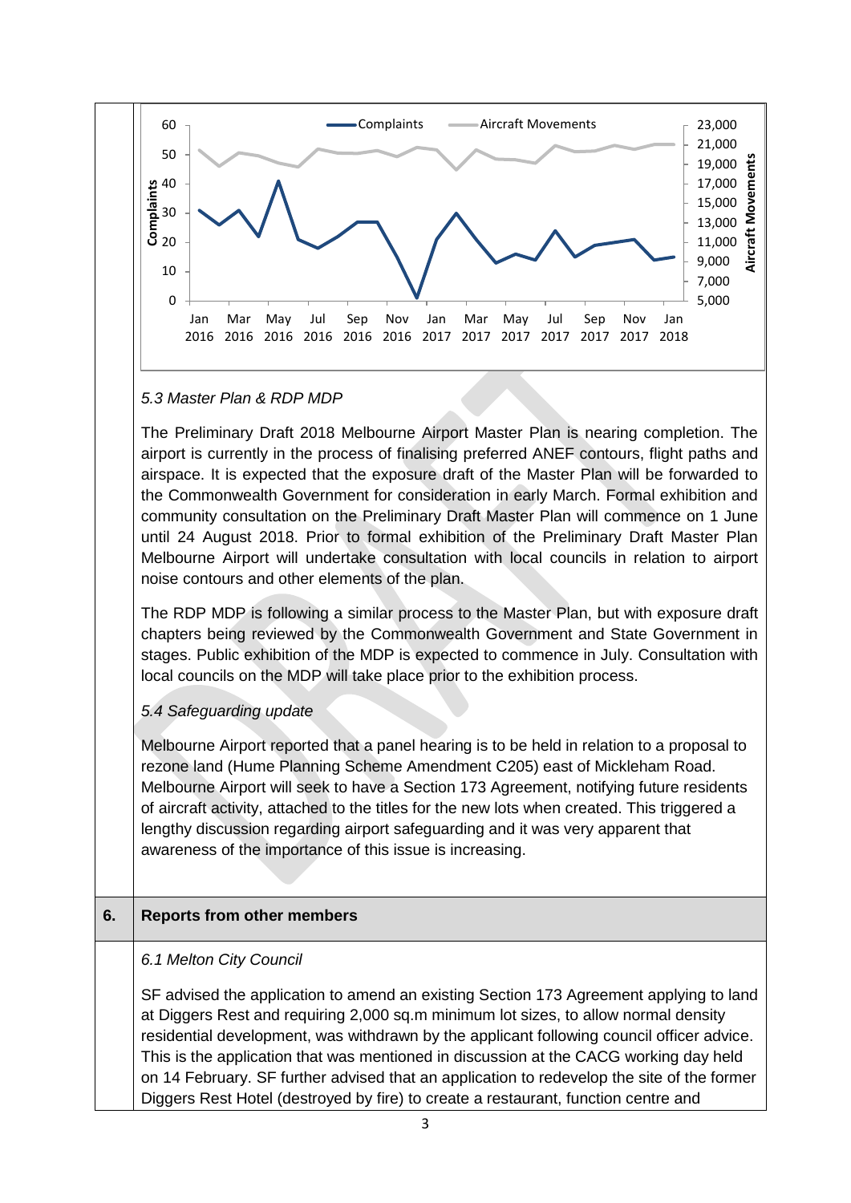5.3 Master Plan & RDP MDP

The Preliminary Draft 2018 Melbourne Airport Master Plan is nearing completion. The airport is currently in the process of finalising preferred ANEF contours, flight paths and airspace. It is expected that the exposure draft of the Master Plan will be forwarded to the Commonwealth Government for consideration in early March. Formal exhibition and community consultation on the Preliminary Draft Master Plan will commence on 1 June until 24 August 2018. Prior to formal exhibition of the Preliminary Draft Master Plan Melbourne Airport will undertake consultation with local councils in relation to airport noise contours and other elements of the plan.

The RDP MDP is following a similar process to the Master Plan, but with exposure draft chapters being reviewed by the Commonwealth Government and State Government in stages. Public exhibition of the MDP is expected to commence in July. Consultation with local councils on the MDP will take place prior to the exhibition process.

*5.4 Safeguarding update*

Melbourne Airport reported that a panel hearing is to be held in relation to a proposal to rezone land (Hume Planning Scheme Amendment C205) east of Mickleham Road. Melbourne Airport will seek to have a Section 173 Agreement, notifying future residents of aircraft activity, attached to the titles for the new lots when created. This triggered a lengthy discussion regarding airport safeguarding and it was very apparent that awareness of the importance of this issue is increasing.

| 6. | **Reports from other members** |
|---|---|

*6.1 Melton City Council*

SF advised the application to amend an existing Section 173 Agreement applying to land at Diggers Rest and requiring 2,000 sq.m minimum lot sizes, to allow normal density residential development, was withdrawn by the applicant following council officer advice. This is the application that was mentioned in discussion at the CACG working day held on 14 February. SF further advised that an application to redevelop the site of the former Diggers Rest Hotel (destroyed by fire) to create a restaurant, function centre and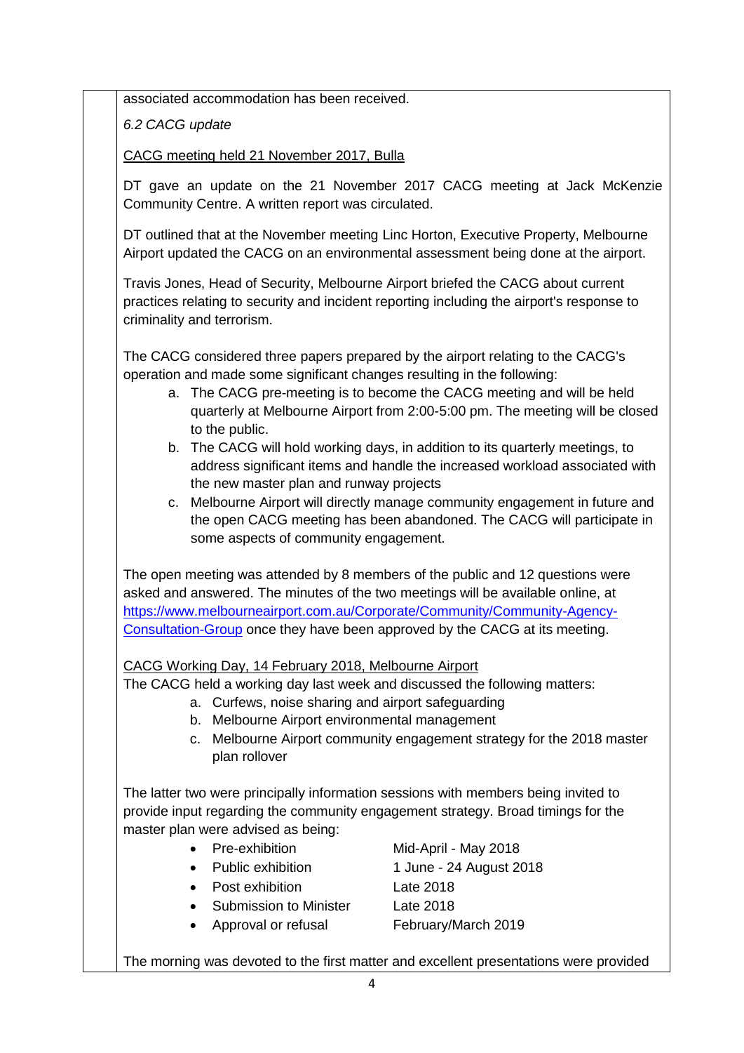associated accommodation has been received.

*6.2 CACG update*

CACG meeting held 21 November 2017, Bulla

DT gave an update on the 21 November 2017 CACG meeting at Jack McKenzie Community Centre. A written report was circulated.

DT outlined that at the November meeting Linc Horton, Executive Property, Melbourne Airport updated the CACG on an environmental assessment being done at the airport.

Travis Jones, Head of Security, Melbourne Airport briefed the CACG about current practices relating to security and incident reporting including the airport's response to criminality and terrorism.

The CACG considered three papers prepared by the airport relating to the CACG's operation and made some significant changes resulting in the following:

a. The CACG pre-meeting is to become the CACG meeting and will be held quarterly at Melbourne Airport from 2:00-5:00 pm. The meeting will be closed to the public.
b. The CACG will hold working days, in addition to its quarterly meetings, to address significant items and handle the increased workload associated with the new master plan and runway projects
c. Melbourne Airport will directly manage community engagement in future and the open CACG meeting has been abandoned. The CACG will participate in some aspects of community engagement.

The open meeting was attended by 8 members of the public and 12 questions were asked and answered. The minutes of the two meetings will be available online, at [https://www.melbourneairport.com.au/Corporate/Community/Community-Agency-Consultation-Group](https://www.melbourneairport.com.au/Corporate/Community/Community-Agency-Consultation-Group) once they have been approved by the CACG at its meeting.

CACG Working Day, 14 February 2018, Melbourne Airport

The CACG held a working day last week and discussed the following matters:

a. Curfews, noise sharing and airport safeguarding
b. Melbourne Airport environmental management
c. Melbourne Airport community engagement strategy for the 2018 master plan rollover

The latter two were principally information sessions with members being invited to provide input regarding the community engagement strategy. Broad timings for the master plan were advised as being:

- Pre-exhibition — Mid-April - May 2018
- Public exhibition — 1 June - 24 August 2018
- Post exhibition — Late 2018
- Submission to Minister — Late 2018
- Approval or refusal — February/March 2019

The morning was devoted to the first matter and excellent presentations were provided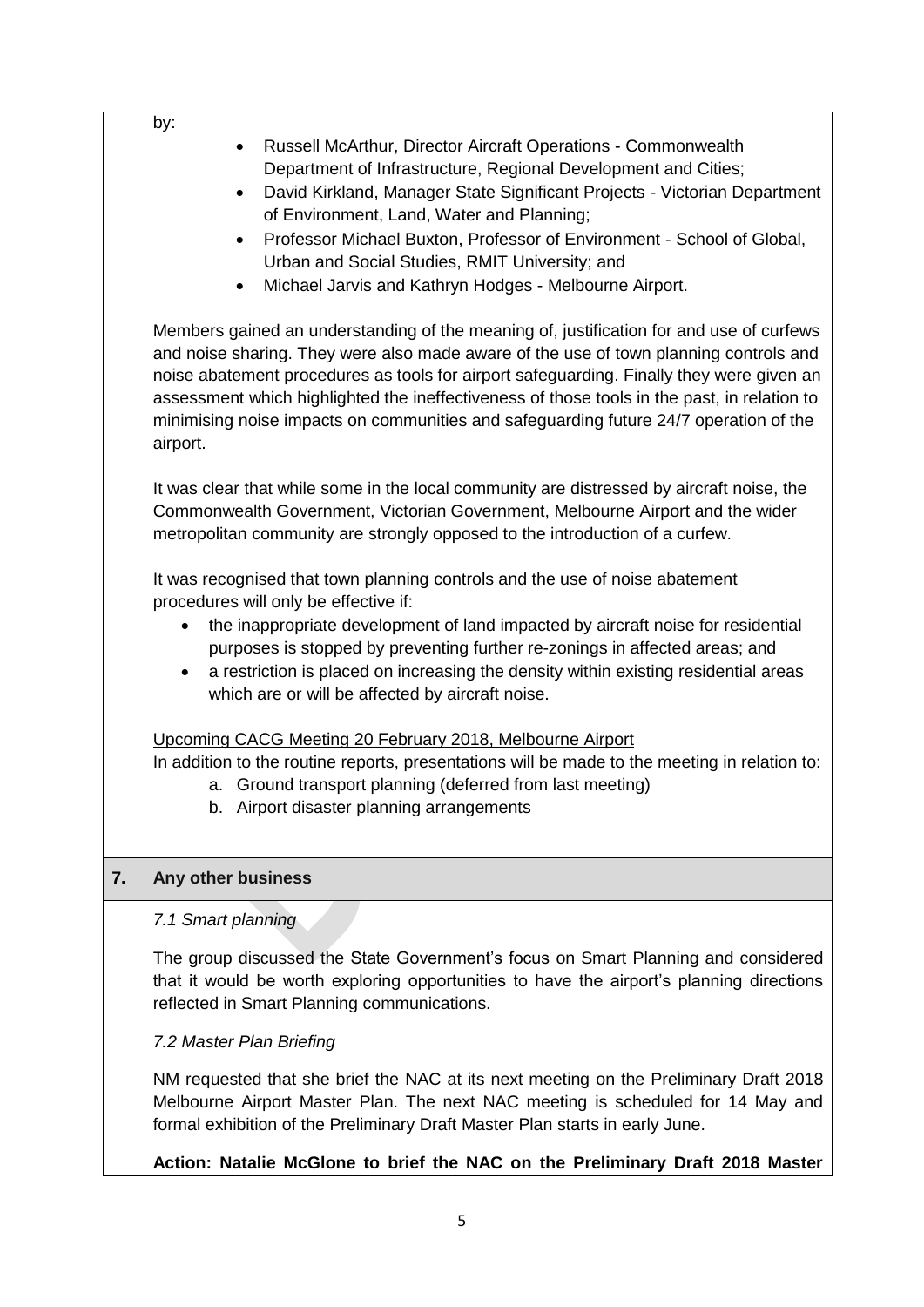by:

- Russell McArthur, Director Aircraft Operations - Commonwealth Department of Infrastructure, Regional Development and Cities;
- David Kirkland, Manager State Significant Projects - Victorian Department of Environment, Land, Water and Planning;
- Professor Michael Buxton, Professor of Environment - School of Global, Urban and Social Studies, RMIT University; and
- Michael Jarvis and Kathryn Hodges - Melbourne Airport.

Members gained an understanding of the meaning of, justification for and use of curfews and noise sharing. They were also made aware of the use of town planning controls and noise abatement procedures as tools for airport safeguarding. Finally they were given an assessment which highlighted the ineffectiveness of those tools in the past, in relation to minimising noise impacts on communities and safeguarding future 24/7 operation of the airport.

It was clear that while some in the local community are distressed by aircraft noise, the Commonwealth Government, Victorian Government, Melbourne Airport and the wider metropolitan community are strongly opposed to the introduction of a curfew.

It was recognised that town planning controls and the use of noise abatement procedures will only be effective if:

- the inappropriate development of land impacted by aircraft noise for residential purposes is stopped by preventing further re-zonings in affected areas; and
- a restriction is placed on increasing the density within existing residential areas which are or will be affected by aircraft noise.

Upcoming CACG Meeting 20 February 2018, Melbourne Airport

In addition to the routine reports, presentations will be made to the meeting in relation to:

a. Ground transport planning (deferred from last meeting)
b. Airport disaster planning arrangements

## 7. Any other business

*7.1 Smart planning*

The group discussed the State Government's focus on Smart Planning and considered that it would be worth exploring opportunities to have the airport's planning directions reflected in Smart Planning communications.

*7.2 Master Plan Briefing*

NM requested that she brief the NAC at its next meeting on the Preliminary Draft 2018 Melbourne Airport Master Plan. The next NAC meeting is scheduled for 14 May and formal exhibition of the Preliminary Draft Master Plan starts in early June.

**Action: Natalie McGlone to brief the NAC on the Preliminary Draft 2018 Master**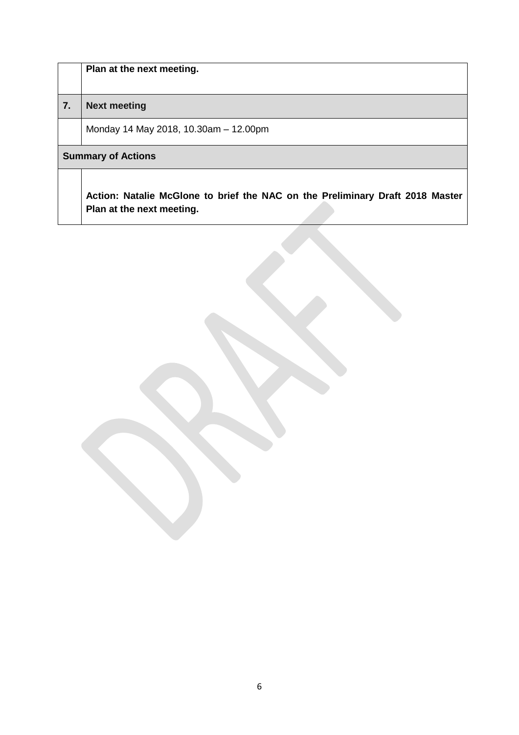| | |
|---|---|
| | **Plan at the next meeting.** |
| **7.** | **Next meeting** |
| | Monday 14 May 2018, 10.30am – 12.00pm |
| **Summary of Actions** | |
| | **Action: Natalie McGlone to brief the NAC on the Preliminary Draft 2018 Master Plan at the next meeting.** |

DRAFT